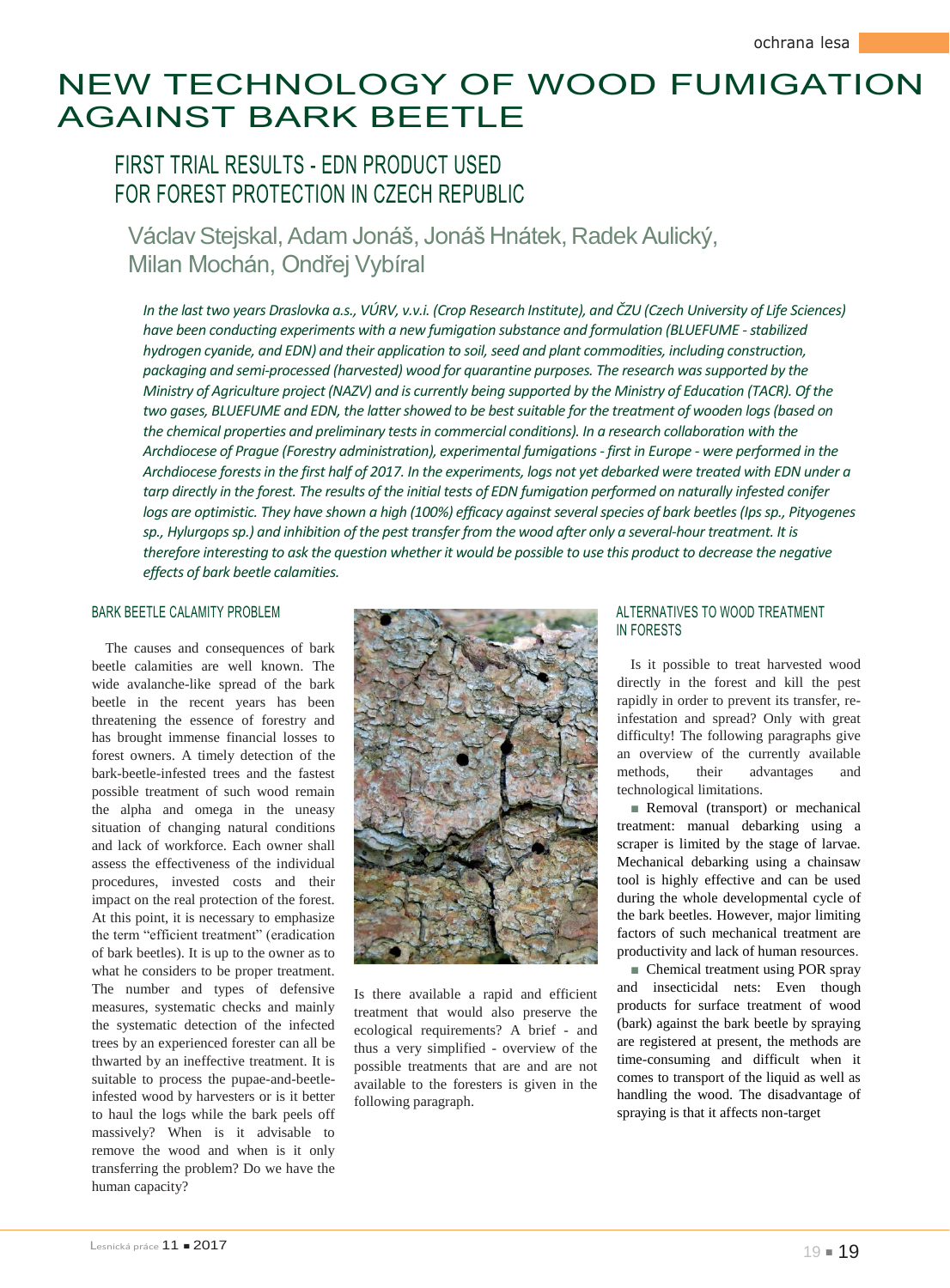# NEW TECHNOLOGY OF WOOD FUMIGATION AGAINST BARK BEETLE

## FIRST TRIAL RESULTS - EDN PRODUCT USED FOR FOREST PROTECTION IN CZECH REPUBLIC

### Václav Stejskal, Adam Jonáš, Jonáš Hnátek, Radek Aulický, Milan Mochán, Ondřej Vybíral

*In the last two years Draslovka a.s., VÚRV, v.v.i. (Crop Research Institute), and ČZU (Czech University of Life Sciences) have been conducting experiments with a new fumigation substance and formulation (BLUEFUME - stabilized hydrogen cyanide, and EDN) and their application to soil, seed and plant commodities, including construction, packaging and semi-processed (harvested) wood for quarantine purposes. The research was supported by the Ministry of Agriculture project (NAZV) and is currently being supported by the Ministry of Education (TACR). Of the two gases, BLUEFUME and EDN, the latter showed to be best suitable for the treatment of wooden logs (based on the chemical properties and preliminary tests in commercial conditions). In a research collaboration with the Archdiocese of Prague (Forestry administration), experimental fumigations - first in Europe - were performed in the Archdiocese forests in the first half of 2017. In the experiments, logs not yet debarked were treated with EDN under a tarp directly in the forest. The results of the initial tests of EDN fumigation performed on naturally infested conifer logs are optimistic. They have shown a high (100%) efficacy against several species of bark beetles (Ips sp., Pityogenes sp., Hylurgops sp.) and inhibition of the pest transfer from the wood after only a several-hour treatment. It is therefore interesting to ask the question whether it would be possible to use this product to decrease the negative effects of bark beetle calamities.*

#### BARK BEETLE CALAMITY PROBLEM

The causes and consequences of bark beetle calamities are well known. The wide avalanche-like spread of the bark beetle in the recent years has been threatening the essence of forestry and has brought immense financial losses to forest owners. A timely detection of the bark-beetle-infested trees and the fastest possible treatment of such wood remain the alpha and omega in the uneasy situation of changing natural conditions and lack of workforce. Each owner shall assess the effectiveness of the individual procedures, invested costs and their impact on the real protection of the forest. At this point, it is necessary to emphasize the term "efficient treatment" (eradication of bark beetles). It is up to the owner as to what he considers to be proper treatment. The number and types of defensive measures, systematic checks and mainly the systematic detection of the infected trees by an experienced forester can all be thwarted by an ineffective treatment. It is suitable to process the pupae-and-beetle-infested wood by harvesters or is it better to haul the logs while the bark peels off massively? When is it advisable to remove the wood and when is it only transferring the problem? Do we have the human capacity?

Is there available a rapid and efficient treatment that would also preserve the ecological requirements? A brief - and thus a very simplified - overview of the possible treatments that are and are not available to the foresters is given in the following paragraph.

#### ALTERNATIVES TO WOOD TREATMENT IN FORESTS

Is it possible to treat harvested wood directly in the forest and kill the pest rapidly in order to prevent its transfer, re-infestation and spread? Only with great difficulty! The following paragraphs give an overview of the currently available methods, their advantages and technological limitations.

- Removal (transport) or mechanical treatment: manual debarking using a scraper is limited by the stage of larvae. Mechanical debarking using a chainsaw tool is highly effective and can be used during the whole developmental cycle of the bark beetles. However, major limiting factors of such mechanical treatment are productivity and lack of human resources.
- Chemical treatment using POR spray and insecticidal nets: Even though products for surface treatment of wood (bark) against the bark beetle by spraying are registered at present, the methods are time-consuming and difficult when it comes to transport of the liquid as well as handling the wood. The disadvantage of spraying is that it affects non-target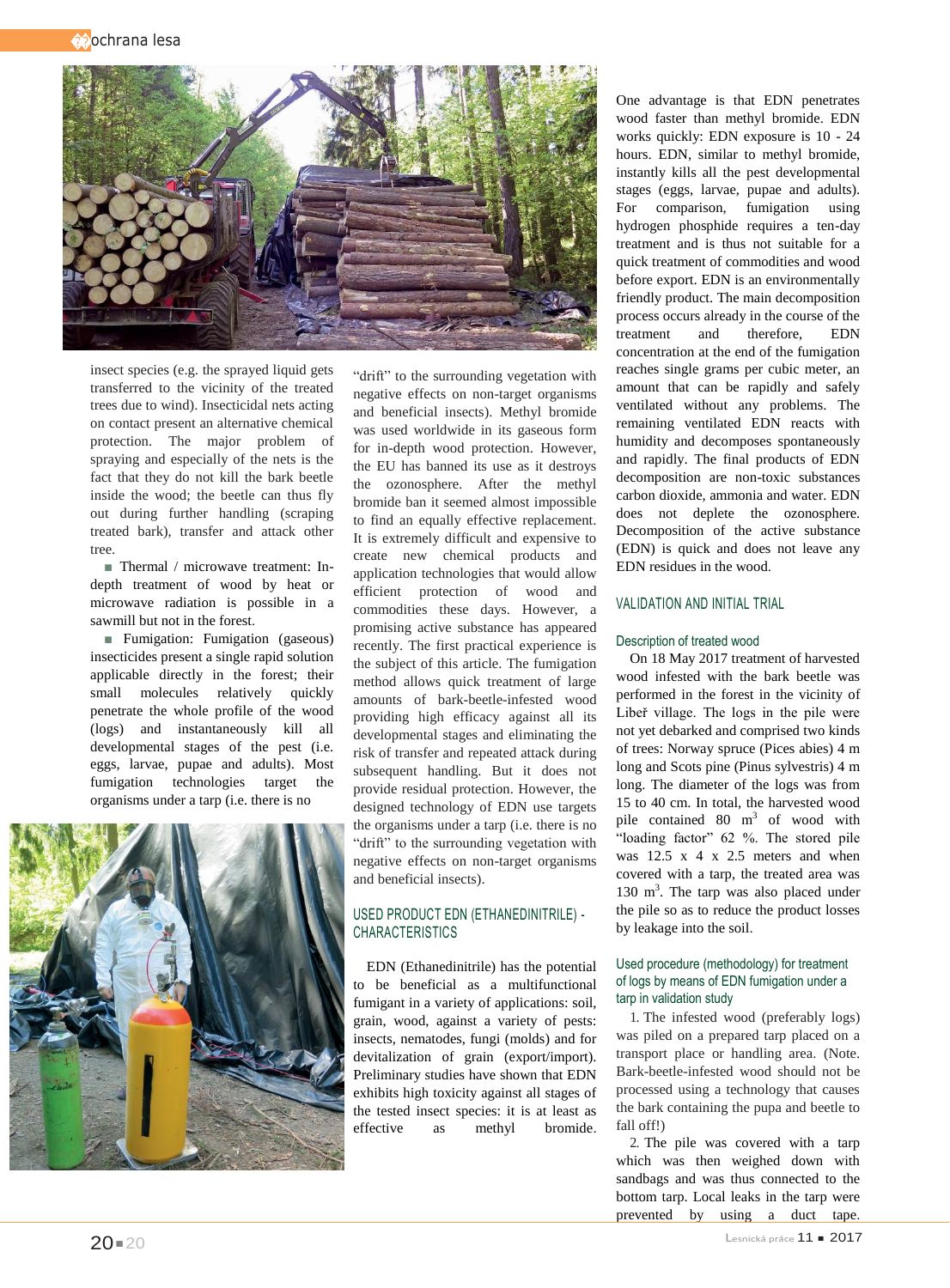insect species (e.g. the sprayed liquid gets transferred to the vicinity of the treated trees due to wind). Insecticidal nets acting on contact present an alternative chemical protection. The major problem of spraying and especially of the nets is the fact that they do not kill the bark beetle inside the wood; the beetle can thus fly out during further handling (scraping treated bark), transfer and attack other tree.

- Thermal / microwave treatment: In-depth treatment of wood by heat or microwave radiation is possible in a sawmill but not in the forest.
- Fumigation: Fumigation (gaseous) insecticides present a single rapid solution applicable directly in the forest; their small molecules relatively quickly penetrate the whole profile of the wood (logs) and instantaneously kill all developmental stages of the pest (i.e. eggs, larvae, pupae and adults). Most fumigation technologies target the organisms under a tarp (i.e. there is no "drift" to the surrounding vegetation with negative effects on non-target organisms and beneficial insects). Methyl bromide was used worldwide in its gaseous form for in-depth wood protection. However, the EU has banned its use as it destroys the ozonosphere. After the methyl bromide ban it seemed almost impossible to find an equally effective replacement. It is extremely difficult and expensive to create new chemical products and application technologies that would allow efficient protection of wood and commodities these days. However, a promising active substance has appeared recently. The first practical experience is the subject of this article. The fumigation method allows quick treatment of large amounts of bark-beetle-infested wood providing high efficacy against all its developmental stages and eliminating the risk of transfer and repeated attack during subsequent handling. But it does not provide residual protection. However, the designed technology of EDN use targets the organisms under a tarp (i.e. there is no "drift" to the surrounding vegetation with negative effects on non-target organisms and beneficial insects).

## USED PRODUCT EDN (ETHANEDINITRILE) - CHARACTERISTICS

EDN (Ethanedinitrile) has the potential to be beneficial as a multifunctional fumigant in a variety of applications: soil, grain, wood, against a variety of pests: insects, nematodes, fungi (molds) and for devitalization of grain (export/import). Preliminary studies have shown that EDN exhibits high toxicity against all stages of the tested insect species: it is at least as effective as methyl bromide. One advantage is that EDN penetrates wood faster than methyl bromide. EDN works quickly: EDN exposure is 10 - 24 hours. EDN, similar to methyl bromide, instantly kills all the pest developmental stages (eggs, larvae, pupae and adults). For comparison, fumigation using hydrogen phosphide requires a ten-day treatment and is thus not suitable for a quick treatment of commodities and wood before export. EDN is an environmentally friendly product. The main decomposition process occurs already in the course of the treatment and therefore, EDN concentration at the end of the fumigation reaches single grams per cubic meter, an amount that can be rapidly and safely ventilated without any problems. The remaining ventilated EDN reacts with humidity and decomposes spontaneously and rapidly. The final products of EDN decomposition are non-toxic substances carbon dioxide, ammonia and water. EDN does not deplete the ozonosphere. Decomposition of the active substance (EDN) is quick and does not leave any EDN residues in the wood.

## VALIDATION AND INITIAL TRIAL

### Description of treated wood

On 18 May 2017 treatment of harvested wood infested with the bark beetle was performed in the forest in the vicinity of Libeř village. The logs in the pile were not yet debarked and comprised two kinds of trees: Norway spruce (Pices abies) 4 m long and Scots pine (Pinus sylvestris) 4 m long. The diameter of the logs was from 15 to 40 cm. In total, the harvested wood pile contained 80 m$^3$ of wood with "loading factor" 62 %. The stored pile was 12.5 x 4 x 2.5 meters and when covered with a tarp, the treated area was 130 m$^3$. The tarp was also placed under the pile so as to reduce the product losses by leakage into the soil.

### Used procedure (methodology) for treatment of logs by means of EDN fumigation under a tarp in validation study

1. The infested wood (preferably logs) was piled on a prepared tarp placed on a transport place or handling area. (Note. Bark-beetle-infested wood should not be processed using a technology that causes the bark containing the pupa and beetle to fall off!)

2. The pile was covered with a tarp which was then weighed down with sandbags and was thus connected to the bottom tarp. Local leaks in the tarp were prevented by using a duct tape.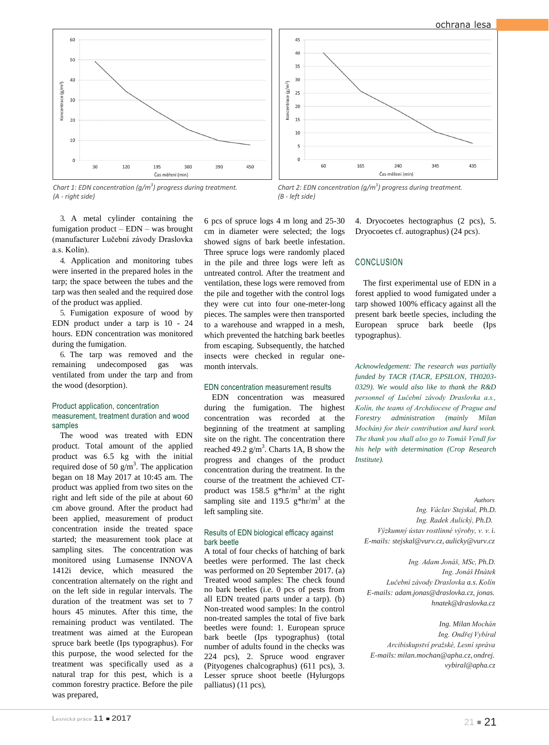60
50
40
30
20
10
0
Koncentrace (g/m³)
30
120
195
300
390
450
Čas měření (min)

*Chart 1: EDN concentration (g/m$^3$) progress during treatment. (A - right side)*

45
40
35
30
25
20
15
10
5
0
Koncentrace (g/m³)
60
165
240
345
435
Čas měření (min)

*Chart 2: EDN concentration (g/m$^3$) progress during treatment. (B - left side)*

3. A metal cylinder containing the fumigation product – EDN – was brought (manufacturer Lučební závody Draslovka a.s. Kolín).

4. Application and monitoring tubes were inserted in the prepared holes in the tarp; the space between the tubes and the tarp was then sealed and the required dose of the product was applied.

5. Fumigation exposure of wood by EDN product under a tarp is 10 - 24 hours. EDN concentration was monitored during the fumigation.

6. The tarp was removed and the remaining undecomposed gas was ventilated from under the tarp and from the wood (desorption).

### Product application, concentration measurement, treatment duration and wood samples

The wood was treated with EDN product. Total amount of the applied product was 6.5 kg with the initial required dose of 50 g/m$^3$. The application began on 18 May 2017 at 10:45 am. The product was applied from two sites on the right and left side of the pile at about 60 cm above ground. After the product had been applied, measurement of product concentration inside the treated space started; the measurement took place at sampling sites. The concentration was monitored using Lumasense INNOVA 1412i device, which measured the concentration alternately on the right and on the left side in regular intervals. The duration of the treatment was set to 7 hours 45 minutes. After this time, the remaining product was ventilated. The treatment was aimed at the European spruce bark beetle (Ips typographus). For this purpose, the wood selected for the treatment was specifically used as a natural trap for this pest, which is a common forestry practice. Before the pile was prepared, 6 pcs of spruce logs 4 m long and 25-30 cm in diameter were selected; the logs showed signs of bark beetle infestation. Three spruce logs were randomly placed in the pile and three logs were left as untreated control. After the treatment and ventilation, these logs were removed from the pile and together with the control logs they were cut into four one-meter-long pieces. The samples were then transported to a warehouse and wrapped in a mesh, which prevented the hatching bark beetles from escaping. Subsequently, the hatched insects were checked in regular one-month intervals.

### EDN concentration measurement results

EDN concentration was measured during the fumigation. The highest concentration was recorded at the beginning of the treatment at sampling site on the right. The concentration there reached 49.2 g/m$^3$. Charts 1A, B show the progress and changes of the product concentration during the treatment. In the course of the treatment the achieved CT-product was 158.5 g*hr/m$^3$ at the right sampling site and 119.5 g*hr/m$^3$ at the left sampling site.

### Results of EDN biological efficacy against bark beetle

A total of four checks of hatching of bark beetles were performed. The last check was performed on 20 September 2017. (a) Treated wood samples: The check found no bark beetles (i.e. 0 pcs of pests from all EDN treated parts under a tarp). (b) Non-treated wood samples: In the control non-treated samples the total of five bark beetles were found: 1. European spruce bark beetle (Ips typographus) (total number of adults found in the checks was 224 pcs), 2. Spruce wood engraver (Pityogenes chalcographus) (611 pcs), 3. Lesser spruce shoot beetle (Hylurgops palliatus) (11 pcs), 4. Dryocoetes hectographus (2 pcs), 5. Dryocoetes cf. autographus) (24 pcs).

## CONCLUSION

The first experimental use of EDN in a forest applied to wood fumigated under a tarp showed 100% efficacy against all the present bark beetle species, including the European spruce bark beetle (Ips typographus).

*Acknowledgement: The research was partially funded by TACR (TACR, EPSILON, TH0203-0329). We would also like to thank the R&D personnel of Lučební závody Draslovka a.s., Kolín, the teams of Archdiocese of Prague and Forestry administration (mainly Milan Mochán) for their contribution and hard work. The thank you shall also go to Tomáš Vendl for his help with determination (Crop Research Institute).*

*Authors*
*Ing. Václav Stejskal, Ph.D.*
*Ing. Radek Aulický, Ph.D.*
*Výzkumný ústav rostlinné výroby, v. v. i.*
*E-mails: stejskal@vurv.cz, aulicky@vurv.cz*

*Ing. Adam Jonáš, MSc, Ph.D.*
*Ing. Jonáš Hnátek*
*Lučební závody Draslovka a.s. Kolín*
*E-mails: adam.jonas@draslovka.cz, jonas.hnatek@draslovka.cz*

*Ing. Milan Mochán*
*Ing. Ondřej Vybíral*
*Arcibiskupství pražské, Lesní správa*
*E-mails: milan.mochan@apha.cz, ondrej.vybiral@apha.cz*